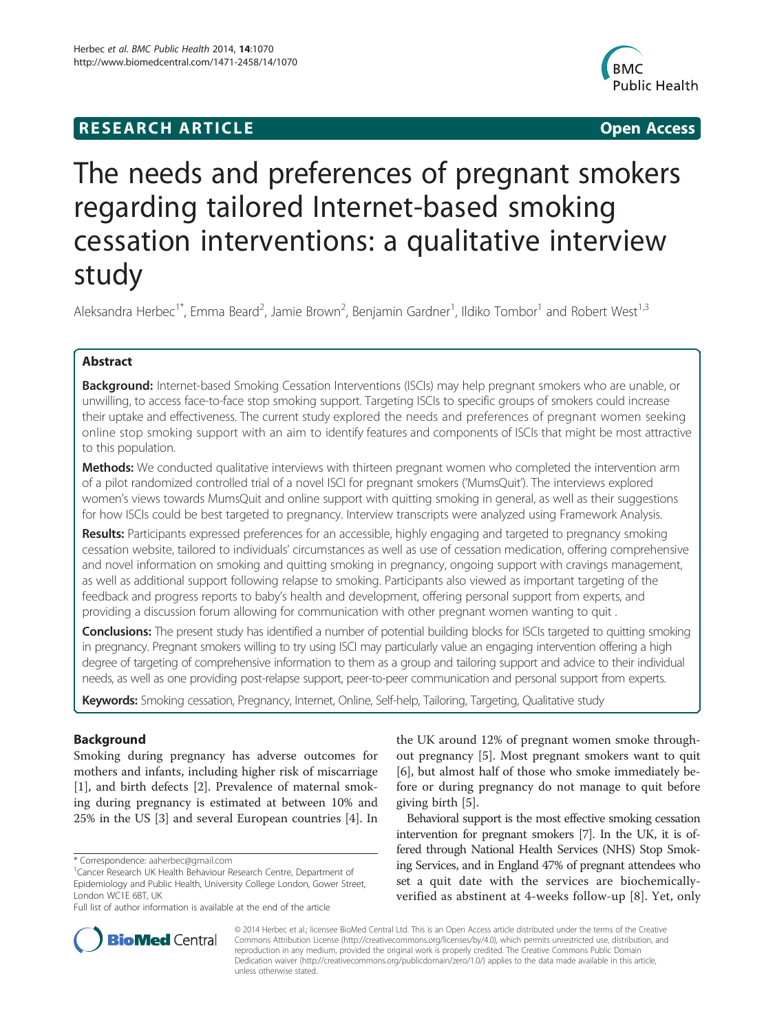**RESEARCH ARTICLE** **Open Access**

# The needs and preferences of pregnant smokers regarding tailored Internet-based smoking cessation interventions: a qualitative interview study

Aleksandra Herbec[1*], Emma Beard[2], Jamie Brown[2], Benjamin Gardner[1], Ildiko Tombor[1] and Robert West[1,3]

## Abstract

**Background:** Internet-based Smoking Cessation Interventions (ISCIs) may help pregnant smokers who are unable, or unwilling, to access face-to-face stop smoking support. Targeting ISCIs to specific groups of smokers could increase their uptake and effectiveness. The current study explored the needs and preferences of pregnant women seeking online stop smoking support with an aim to identify features and components of ISCIs that might be most attractive to this population.

**Methods:** We conducted qualitative interviews with thirteen pregnant women who completed the intervention arm of a pilot randomized controlled trial of a novel ISCI for pregnant smokers ('MumsQuit'). The interviews explored women's views towards MumsQuit and online support with quitting smoking in general, as well as their suggestions for how ISCIs could be best targeted to pregnancy. Interview transcripts were analyzed using Framework Analysis.

**Results:** Participants expressed preferences for an accessible, highly engaging and targeted to pregnancy smoking cessation website, tailored to individuals' circumstances as well as use of cessation medication, offering comprehensive and novel information on smoking and quitting smoking in pregnancy, ongoing support with cravings management, as well as additional support following relapse to smoking. Participants also viewed as important targeting of the feedback and progress reports to baby's health and development, offering personal support from experts, and providing a discussion forum allowing for communication with other pregnant women wanting to quit .

**Conclusions:** The present study has identified a number of potential building blocks for ISCIs targeted to quitting smoking in pregnancy. Pregnant smokers willing to try using ISCI may particularly value an engaging intervention offering a high degree of targeting of comprehensive information to them as a group and tailoring support and advice to their individual needs, as well as one providing post-relapse support, peer-to-peer communication and personal support from experts.

**Keywords:** Smoking cessation, Pregnancy, Internet, Online, Self-help, Tailoring, Targeting, Qualitative study

## Background

Smoking during pregnancy has adverse outcomes for mothers and infants, including higher risk of miscarriage [1], and birth defects [2]. Prevalence of maternal smoking during pregnancy is estimated at between 10% and 25% in the US [3] and several European countries [4]. In the UK around 12% of pregnant women smoke throughout pregnancy [5]. Most pregnant smokers want to quit [6], but almost half of those who smoke immediately before or during pregnancy do not manage to quit before giving birth [5].

Behavioral support is the most effective smoking cessation intervention for pregnant smokers [7]. In the UK, it is offered through National Health Services (NHS) Stop Smoking Services, and in England 47% of pregnant attendees who set a quit date with the services are biochemically-verified as abstinent at 4-weeks follow-up [8]. Yet, only

\* Correspondence: aaherbec@gmail.com
[1]Cancer Research UK Health Behaviour Research Centre, Department of Epidemiology and Public Health, University College London, Gower Street, London WC1E 6BT, UK
Full list of author information is available at the end of the article

© 2014 Herbec et al.; licensee BioMed Central Ltd. This is an Open Access article distributed under the terms of the Creative Commons Attribution License (http://creativecommons.org/licenses/by/4.0), which permits unrestricted use, distribution, and reproduction in any medium, provided the original work is properly credited. The Creative Commons Public Domain Dedication waiver (http://creativecommons.org/publicdomain/zero/1.0/) applies to the data made available in this article, unless otherwise stated.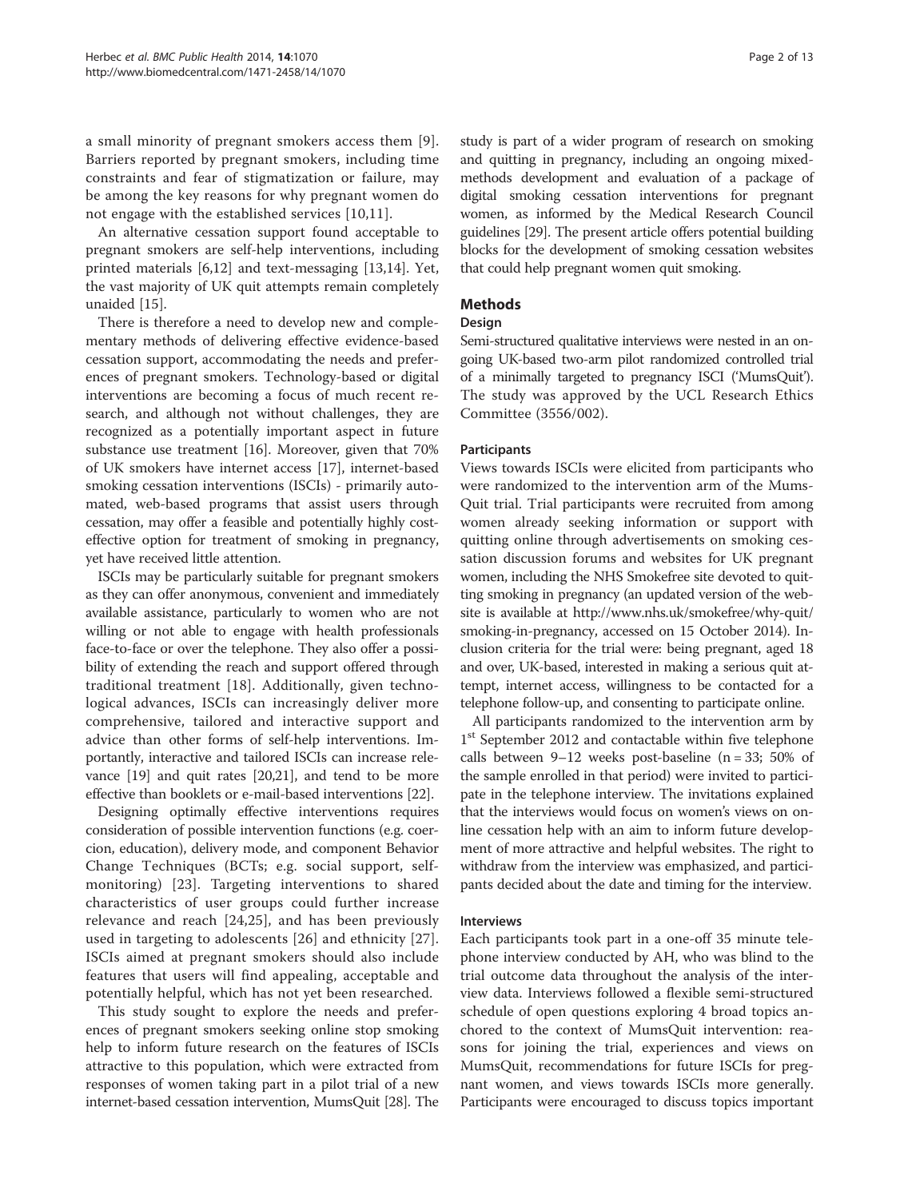a small minority of pregnant smokers access them [9]. Barriers reported by pregnant smokers, including time constraints and fear of stigmatization or failure, may be among the key reasons for why pregnant women do not engage with the established services [10,11].

An alternative cessation support found acceptable to pregnant smokers are self-help interventions, including printed materials [6,12] and text-messaging [13,14]. Yet, the vast majority of UK quit attempts remain completely unaided [15].

There is therefore a need to develop new and complementary methods of delivering effective evidence-based cessation support, accommodating the needs and preferences of pregnant smokers. Technology-based or digital interventions are becoming a focus of much recent research, and although not without challenges, they are recognized as a potentially important aspect in future substance use treatment [16]. Moreover, given that 70% of UK smokers have internet access [17], internet-based smoking cessation interventions (ISCIs) - primarily automated, web-based programs that assist users through cessation, may offer a feasible and potentially highly cost-effective option for treatment of smoking in pregnancy, yet have received little attention.

ISCIs may be particularly suitable for pregnant smokers as they can offer anonymous, convenient and immediately available assistance, particularly to women who are not willing or not able to engage with health professionals face-to-face or over the telephone. They also offer a possibility of extending the reach and support offered through traditional treatment [18]. Additionally, given technological advances, ISCIs can increasingly deliver more comprehensive, tailored and interactive support and advice than other forms of self-help interventions. Importantly, interactive and tailored ISCIs can increase relevance [19] and quit rates [20,21], and tend to be more effective than booklets or e-mail-based interventions [22].

Designing optimally effective interventions requires consideration of possible intervention functions (e.g. coercion, education), delivery mode, and component Behavior Change Techniques (BCTs; e.g. social support, self-monitoring) [23]. Targeting interventions to shared characteristics of user groups could further increase relevance and reach [24,25], and has been previously used in targeting to adolescents [26] and ethnicity [27]. ISCIs aimed at pregnant smokers should also include features that users will find appealing, acceptable and potentially helpful, which has not yet been researched.

This study sought to explore the needs and preferences of pregnant smokers seeking online stop smoking help to inform future research on the features of ISCIs attractive to this population, which were extracted from responses of women taking part in a pilot trial of a new internet-based cessation intervention, MumsQuit [28]. The study is part of a wider program of research on smoking and quitting in pregnancy, including an ongoing mixed-methods development and evaluation of a package of digital smoking cessation interventions for pregnant women, as informed by the Medical Research Council guidelines [29]. The present article offers potential building blocks for the development of smoking cessation websites that could help pregnant women quit smoking.

## Methods

### Design

Semi-structured qualitative interviews were nested in an ongoing UK-based two-arm pilot randomized controlled trial of a minimally targeted to pregnancy ISCI ('MumsQuit'). The study was approved by the UCL Research Ethics Committee (3556/002).

#### Participants

Views towards ISCIs were elicited from participants who were randomized to the intervention arm of the MumsQuit trial. Trial participants were recruited from among women already seeking information or support with quitting online through advertisements on smoking cessation discussion forums and websites for UK pregnant women, including the NHS Smokefree site devoted to quitting smoking in pregnancy (an updated version of the website is available at http://www.nhs.uk/smokefree/why-quit/smoking-in-pregnancy, accessed on 15 October 2014). Inclusion criteria for the trial were: being pregnant, aged 18 and over, UK-based, interested in making a serious quit attempt, internet access, willingness to be contacted for a telephone follow-up, and consenting to participate online.

All participants randomized to the intervention arm by 1st September 2012 and contactable within five telephone calls between 9–12 weeks post-baseline (n = 33; 50% of the sample enrolled in that period) were invited to participate in the telephone interview. The invitations explained that the interviews would focus on women's views on online cessation help with an aim to inform future development of more attractive and helpful websites. The right to withdraw from the interview was emphasized, and participants decided about the date and timing for the interview.

#### Interviews

Each participants took part in a one-off 35 minute telephone interview conducted by AH, who was blind to the trial outcome data throughout the analysis of the interview data. Interviews followed a flexible semi-structured schedule of open questions exploring 4 broad topics anchored to the context of MumsQuit intervention: reasons for joining the trial, experiences and views on MumsQuit, recommendations for future ISCIs for pregnant women, and views towards ISCIs more generally. Participants were encouraged to discuss topics important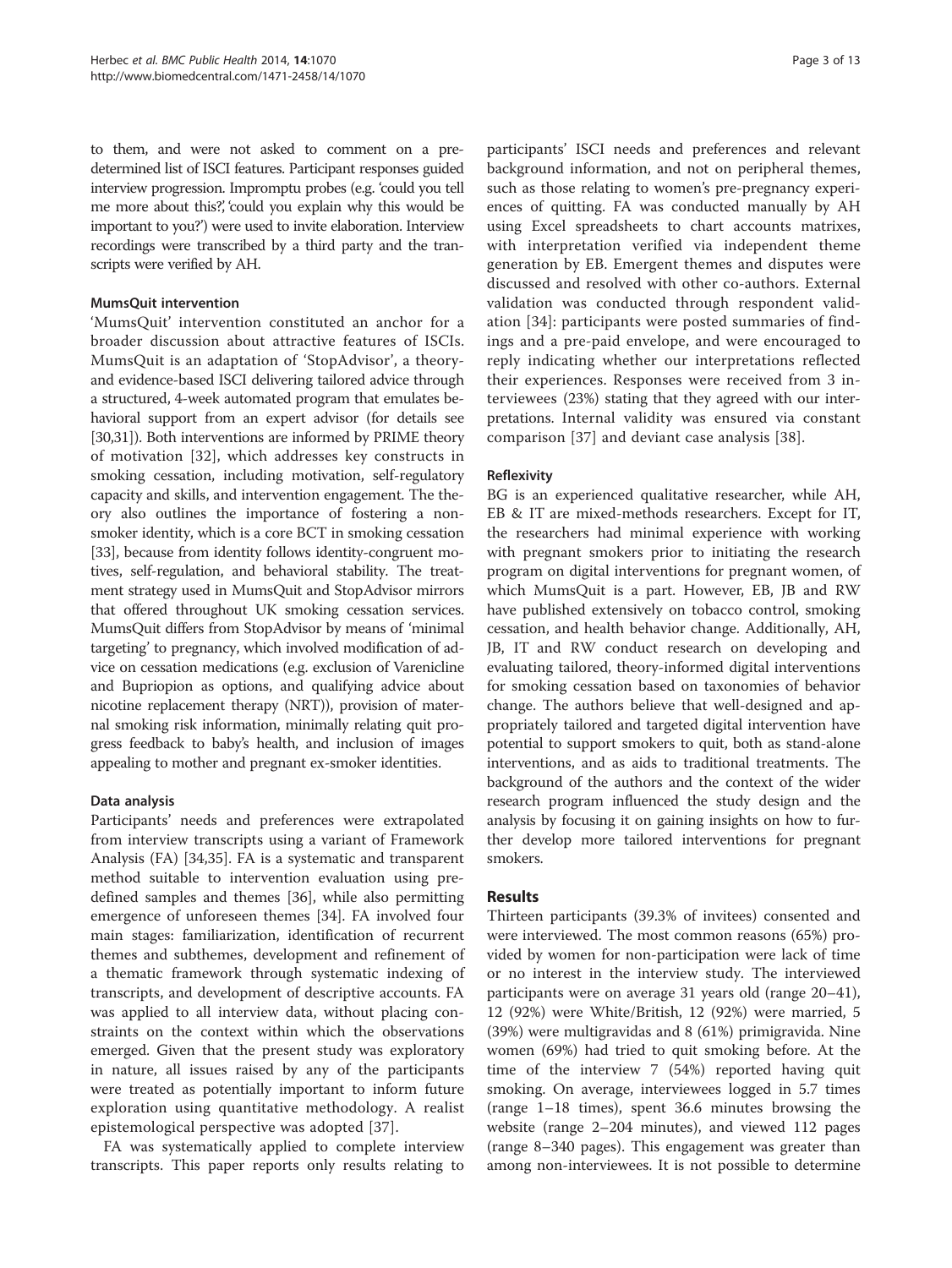to them, and were not asked to comment on a predetermined list of ISCI features. Participant responses guided interview progression. Impromptu probes (e.g. 'could you tell me more about this?', 'could you explain why this would be important to you?') were used to invite elaboration. Interview recordings were transcribed by a third party and the transcripts were verified by AH.

#### MumsQuit intervention

'MumsQuit' intervention constituted an anchor for a broader discussion about attractive features of ISCIs. MumsQuit is an adaptation of 'StopAdvisor', a theory- and evidence-based ISCI delivering tailored advice through a structured, 4-week automated program that emulates behavioral support from an expert advisor (for details see [30,31]). Both interventions are informed by PRIME theory of motivation [32], which addresses key constructs in smoking cessation, including motivation, self-regulatory capacity and skills, and intervention engagement. The theory also outlines the importance of fostering a non-smoker identity, which is a core BCT in smoking cessation [33], because from identity follows identity-congruent motives, self-regulation, and behavioral stability. The treatment strategy used in MumsQuit and StopAdvisor mirrors that offered throughout UK smoking cessation services. MumsQuit differs from StopAdvisor by means of 'minimal targeting' to pregnancy, which involved modification of advice on cessation medications (e.g. exclusion of Varenicline and Bupriopion as options, and qualifying advice about nicotine replacement therapy (NRT)), provision of maternal smoking risk information, minimally relating quit progress feedback to baby's health, and inclusion of images appealing to mother and pregnant ex-smoker identities.

#### Data analysis

Participants' needs and preferences were extrapolated from interview transcripts using a variant of Framework Analysis (FA) [34,35]. FA is a systematic and transparent method suitable to intervention evaluation using predefined samples and themes [36], while also permitting emergence of unforeseen themes [34]. FA involved four main stages: familiarization, identification of recurrent themes and subthemes, development and refinement of a thematic framework through systematic indexing of transcripts, and development of descriptive accounts. FA was applied to all interview data, without placing constraints on the context within which the observations emerged. Given that the present study was exploratory in nature, all issues raised by any of the participants were treated as potentially important to inform future exploration using quantitative methodology. A realist epistemological perspective was adopted [37].

FA was systematically applied to complete interview transcripts. This paper reports only results relating to participants' ISCI needs and preferences and relevant background information, and not on peripheral themes, such as those relating to women's pre-pregnancy experiences of quitting. FA was conducted manually by AH using Excel spreadsheets to chart accounts matrixes, with interpretation verified via independent theme generation by EB. Emergent themes and disputes were discussed and resolved with other co-authors. External validation was conducted through respondent validation [34]: participants were posted summaries of findings and a pre-paid envelope, and were encouraged to reply indicating whether our interpretations reflected their experiences. Responses were received from 3 interviewees (23%) stating that they agreed with our interpretations. Internal validity was ensured via constant comparison [37] and deviant case analysis [38].

#### Reflexivity

BG is an experienced qualitative researcher, while AH, EB & IT are mixed-methods researchers. Except for IT, the researchers had minimal experience with working with pregnant smokers prior to initiating the research program on digital interventions for pregnant women, of which MumsQuit is a part. However, EB, JB and RW have published extensively on tobacco control, smoking cessation, and health behavior change. Additionally, AH, JB, IT and RW conduct research on developing and evaluating tailored, theory-informed digital interventions for smoking cessation based on taxonomies of behavior change. The authors believe that well-designed and appropriately tailored and targeted digital intervention have potential to support smokers to quit, both as stand-alone interventions, and as aids to traditional treatments. The background of the authors and the context of the wider research program influenced the study design and the analysis by focusing it on gaining insights on how to further develop more tailored interventions for pregnant smokers.

## Results

Thirteen participants (39.3% of invitees) consented and were interviewed. The most common reasons (65%) provided by women for non-participation were lack of time or no interest in the interview study. The interviewed participants were on average 31 years old (range 20–41), 12 (92%) were White/British, 12 (92%) were married, 5 (39%) were multigravidas and 8 (61%) primigravida. Nine women (69%) had tried to quit smoking before. At the time of the interview 7 (54%) reported having quit smoking. On average, interviewees logged in 5.7 times (range 1–18 times), spent 36.6 minutes browsing the website (range 2–204 minutes), and viewed 112 pages (range 8–340 pages). This engagement was greater than among non-interviewees. It is not possible to determine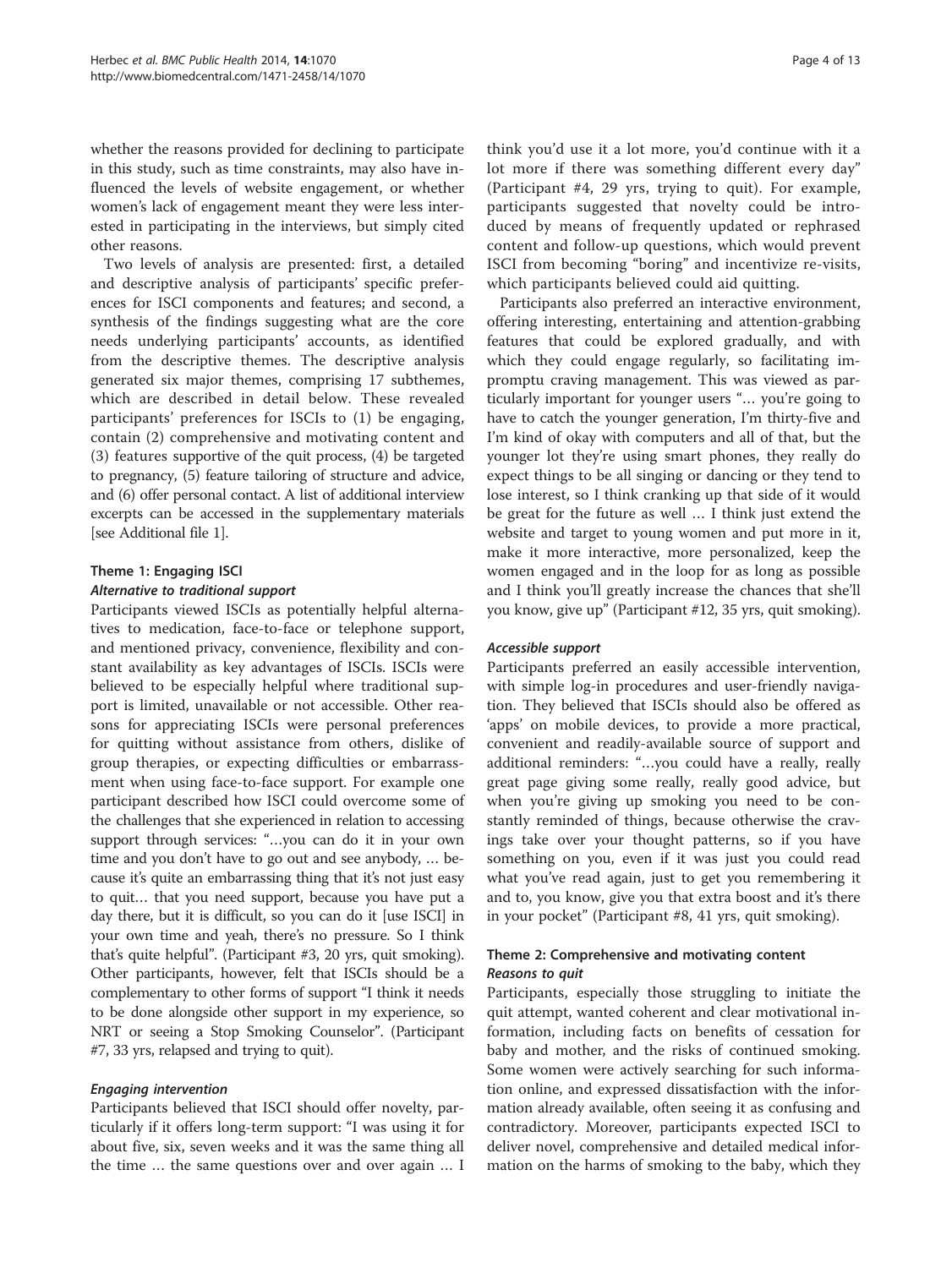whether the reasons provided for declining to participate in this study, such as time constraints, may also have influenced the levels of website engagement, or whether women's lack of engagement meant they were less interested in participating in the interviews, but simply cited other reasons.

Two levels of analysis are presented: first, a detailed and descriptive analysis of participants' specific preferences for ISCI components and features; and second, a synthesis of the findings suggesting what are the core needs underlying participants' accounts, as identified from the descriptive themes. The descriptive analysis generated six major themes, comprising 17 subthemes, which are described in detail below. These revealed participants' preferences for ISCIs to (1) be engaging, contain (2) comprehensive and motivating content and (3) features supportive of the quit process, (4) be targeted to pregnancy, (5) feature tailoring of structure and advice, and (6) offer personal contact. A list of additional interview excerpts can be accessed in the supplementary materials [see Additional file 1].

### Theme 1: Engaging ISCI

#### *Alternative to traditional support*

Participants viewed ISCIs as potentially helpful alternatives to medication, face-to-face or telephone support, and mentioned privacy, convenience, flexibility and constant availability as key advantages of ISCIs. ISCIs were believed to be especially helpful where traditional support is limited, unavailable or not accessible. Other reasons for appreciating ISCIs were personal preferences for quitting without assistance from others, dislike of group therapies, or expecting difficulties or embarrassment when using face-to-face support. For example one participant described how ISCI could overcome some of the challenges that she experienced in relation to accessing support through services: "…you can do it in your own time and you don't have to go out and see anybody, … because it's quite an embarrassing thing that it's not just easy to quit… that you need support, because you have put a day there, but it is difficult, so you can do it [use ISCI] in your own time and yeah, there's no pressure. So I think that's quite helpful". (Participant #3, 20 yrs, quit smoking). Other participants, however, felt that ISCIs should be a complementary to other forms of support "I think it needs to be done alongside other support in my experience, so NRT or seeing a Stop Smoking Counselor". (Participant #7, 33 yrs, relapsed and trying to quit).

#### *Engaging intervention*

Participants believed that ISCI should offer novelty, particularly if it offers long-term support: "I was using it for about five, six, seven weeks and it was the same thing all the time … the same questions over and over again … I think you'd use it a lot more, you'd continue with it a lot more if there was something different every day" (Participant #4, 29 yrs, trying to quit). For example, participants suggested that novelty could be introduced by means of frequently updated or rephrased content and follow-up questions, which would prevent ISCI from becoming "boring" and incentivize re-visits, which participants believed could aid quitting.

Participants also preferred an interactive environment, offering interesting, entertaining and attention-grabbing features that could be explored gradually, and with which they could engage regularly, so facilitating impromptu craving management. This was viewed as particularly important for younger users "… you're going to have to catch the younger generation, I'm thirty-five and I'm kind of okay with computers and all of that, but the younger lot they're using smart phones, they really do expect things to be all singing or dancing or they tend to lose interest, so I think cranking up that side of it would be great for the future as well … I think just extend the website and target to young women and put more in it, make it more interactive, more personalized, keep the women engaged and in the loop for as long as possible and I think you'll greatly increase the chances that she'll you know, give up" (Participant #12, 35 yrs, quit smoking).

#### *Accessible support*

Participants preferred an easily accessible intervention, with simple log-in procedures and user-friendly navigation. They believed that ISCIs should also be offered as 'apps' on mobile devices, to provide a more practical, convenient and readily-available source of support and additional reminders: "…you could have a really, really great page giving some really, really good advice, but when you're giving up smoking you need to be constantly reminded of things, because otherwise the cravings take over your thought patterns, so if you have something on you, even if it was just you could read what you've read again, just to get you remembering it and to, you know, give you that extra boost and it's there in your pocket" (Participant #8, 41 yrs, quit smoking).

### Theme 2: Comprehensive and motivating content

#### *Reasons to quit*

Participants, especially those struggling to initiate the quit attempt, wanted coherent and clear motivational information, including facts on benefits of cessation for baby and mother, and the risks of continued smoking. Some women were actively searching for such information online, and expressed dissatisfaction with the information already available, often seeing it as confusing and contradictory. Moreover, participants expected ISCI to deliver novel, comprehensive and detailed medical information on the harms of smoking to the baby, which they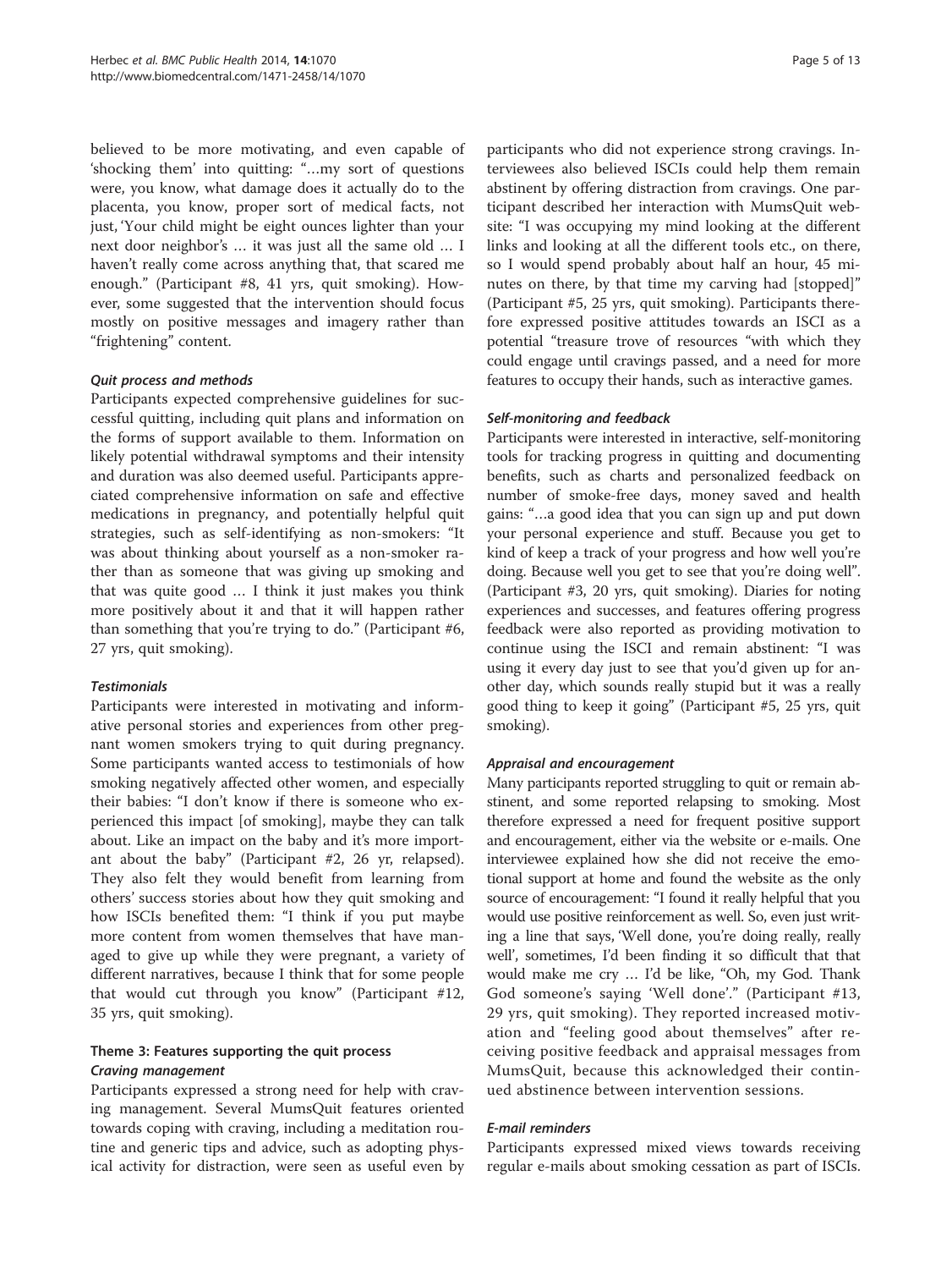believed to be more motivating, and even capable of 'shocking them' into quitting: "…my sort of questions were, you know, what damage does it actually do to the placenta, you know, proper sort of medical facts, not just, 'Your child might be eight ounces lighter than your next door neighbor's … it was just all the same old … I haven't really come across anything that, that scared me enough." (Participant #8, 41 yrs, quit smoking). However, some suggested that the intervention should focus mostly on positive messages and imagery rather than "frightening" content.

#### *Quit process and methods*

Participants expected comprehensive guidelines for successful quitting, including quit plans and information on the forms of support available to them. Information on likely potential withdrawal symptoms and their intensity and duration was also deemed useful. Participants appreciated comprehensive information on safe and effective medications in pregnancy, and potentially helpful quit strategies, such as self-identifying as non-smokers: "It was about thinking about yourself as a non-smoker rather than as someone that was giving up smoking and that was quite good … I think it just makes you think more positively about it and that it will happen rather than something that you're trying to do." (Participant #6, 27 yrs, quit smoking).

#### *Testimonials*

Participants were interested in motivating and informative personal stories and experiences from other pregnant women smokers trying to quit during pregnancy. Some participants wanted access to testimonials of how smoking negatively affected other women, and especially their babies: "I don't know if there is someone who experienced this impact [of smoking], maybe they can talk about. Like an impact on the baby and it's more important about the baby" (Participant #2, 26 yr, relapsed). They also felt they would benefit from learning from others' success stories about how they quit smoking and how ISCIs benefited them: "I think if you put maybe more content from women themselves that have managed to give up while they were pregnant, a variety of different narratives, because I think that for some people that would cut through you know" (Participant #12, 35 yrs, quit smoking).

### Theme 3: Features supporting the quit process

#### *Craving management*

Participants expressed a strong need for help with craving management. Several MumsQuit features oriented towards coping with craving, including a meditation routine and generic tips and advice, such as adopting physical activity for distraction, were seen as useful even by participants who did not experience strong cravings. Interviewees also believed ISCIs could help them remain abstinent by offering distraction from cravings. One participant described her interaction with MumsQuit website: "I was occupying my mind looking at the different links and looking at all the different tools etc., on there, so I would spend probably about half an hour, 45 minutes on there, by that time my carving had [stopped]" (Participant #5, 25 yrs, quit smoking). Participants therefore expressed positive attitudes towards an ISCI as a potential "treasure trove of resources "with which they could engage until cravings passed, and a need for more features to occupy their hands, such as interactive games.

#### *Self-monitoring and feedback*

Participants were interested in interactive, self-monitoring tools for tracking progress in quitting and documenting benefits, such as charts and personalized feedback on number of smoke-free days, money saved and health gains: "…a good idea that you can sign up and put down your personal experience and stuff. Because you get to kind of keep a track of your progress and how well you're doing. Because well you get to see that you're doing well". (Participant #3, 20 yrs, quit smoking). Diaries for noting experiences and successes, and features offering progress feedback were also reported as providing motivation to continue using the ISCI and remain abstinent: "I was using it every day just to see that you'd given up for another day, which sounds really stupid but it was a really good thing to keep it going" (Participant #5, 25 yrs, quit smoking).

#### *Appraisal and encouragement*

Many participants reported struggling to quit or remain abstinent, and some reported relapsing to smoking. Most therefore expressed a need for frequent positive support and encouragement, either via the website or e-mails. One interviewee explained how she did not receive the emotional support at home and found the website as the only source of encouragement: "I found it really helpful that you would use positive reinforcement as well. So, even just writing a line that says, 'Well done, you're doing really, really well', sometimes, I'd been finding it so difficult that that would make me cry … I'd be like, "Oh, my God. Thank God someone's saying 'Well done'." (Participant #13, 29 yrs, quit smoking). They reported increased motivation and "feeling good about themselves" after receiving positive feedback and appraisal messages from MumsQuit, because this acknowledged their continued abstinence between intervention sessions.

#### *E-mail reminders*

Participants expressed mixed views towards receiving regular e-mails about smoking cessation as part of ISCIs.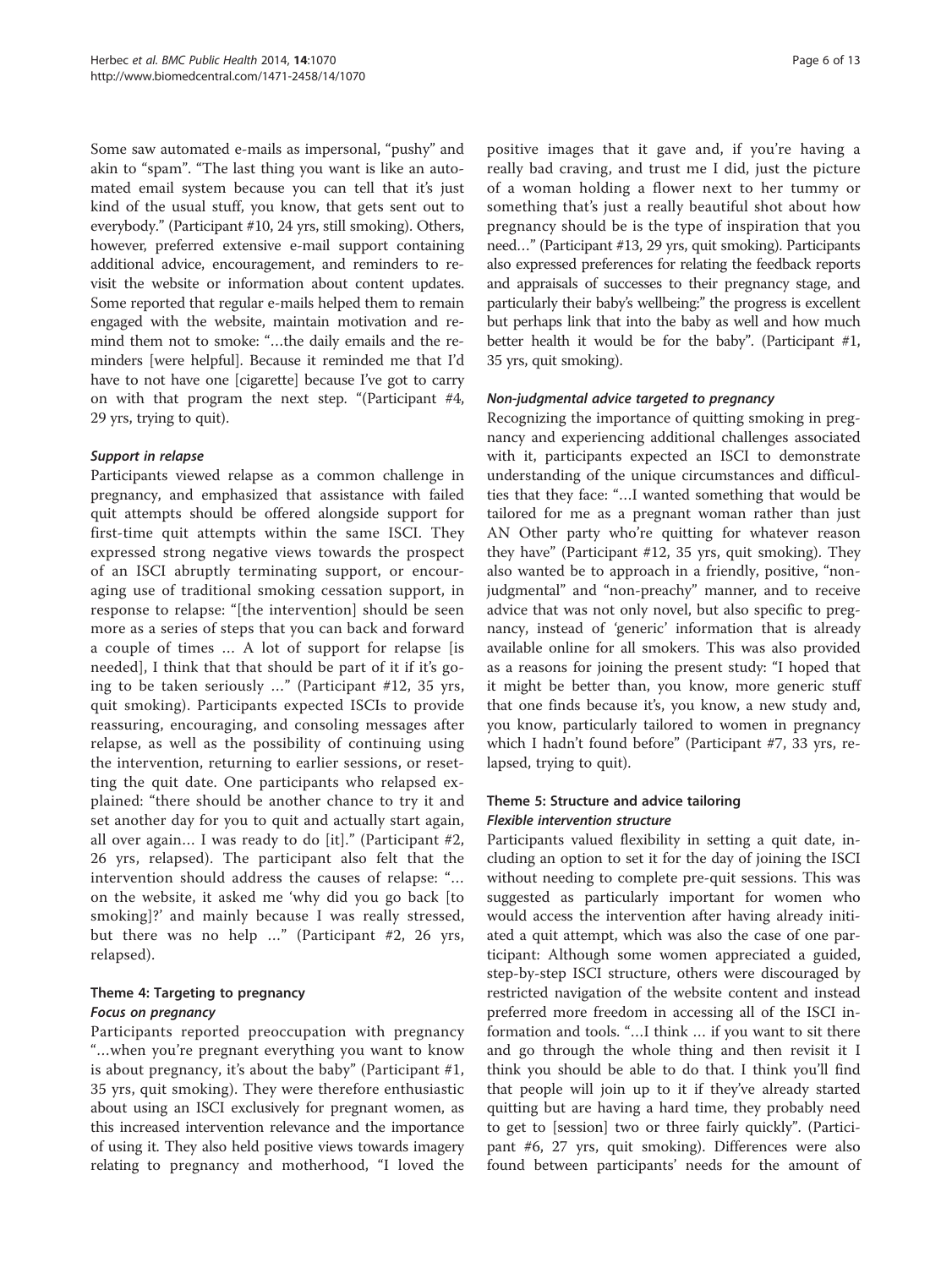Some saw automated e-mails as impersonal, "pushy" and akin to "spam". "The last thing you want is like an automated email system because you can tell that it's just kind of the usual stuff, you know, that gets sent out to everybody." (Participant #10, 24 yrs, still smoking). Others, however, preferred extensive e-mail support containing additional advice, encouragement, and reminders to revisit the website or information about content updates. Some reported that regular e-mails helped them to remain engaged with the website, maintain motivation and remind them not to smoke: "…the daily emails and the reminders [were helpful]. Because it reminded me that I'd have to not have one [cigarette] because I've got to carry on with that program the next step. "(Participant #4, 29 yrs, trying to quit).

#### *Support in relapse*

Participants viewed relapse as a common challenge in pregnancy, and emphasized that assistance with failed quit attempts should be offered alongside support for first-time quit attempts within the same ISCI. They expressed strong negative views towards the prospect of an ISCI abruptly terminating support, or encouraging use of traditional smoking cessation support, in response to relapse: "[the intervention] should be seen more as a series of steps that you can back and forward a couple of times … A lot of support for relapse [is needed], I think that that should be part of it if it's going to be taken seriously …" (Participant #12, 35 yrs, quit smoking). Participants expected ISCIs to provide reassuring, encouraging, and consoling messages after relapse, as well as the possibility of continuing using the intervention, returning to earlier sessions, or resetting the quit date. One participants who relapsed explained: "there should be another chance to try it and set another day for you to quit and actually start again, all over again… I was ready to do [it]." (Participant #2, 26 yrs, relapsed). The participant also felt that the intervention should address the causes of relapse: "… on the website, it asked me 'why did you go back [to smoking]?' and mainly because I was really stressed, but there was no help …" (Participant #2, 26 yrs, relapsed).

### Theme 4: Targeting to pregnancy

#### *Focus on pregnancy*

Participants reported preoccupation with pregnancy "…when you're pregnant everything you want to know is about pregnancy, it's about the baby" (Participant #1, 35 yrs, quit smoking). They were therefore enthusiastic about using an ISCI exclusively for pregnant women, as this increased intervention relevance and the importance of using it. They also held positive views towards imagery relating to pregnancy and motherhood, "I loved the positive images that it gave and, if you're having a really bad craving, and trust me I did, just the picture of a woman holding a flower next to her tummy or something that's just a really beautiful shot about how pregnancy should be is the type of inspiration that you need…" (Participant #13, 29 yrs, quit smoking). Participants also expressed preferences for relating the feedback reports and appraisals of successes to their pregnancy stage, and particularly their baby's wellbeing:" the progress is excellent but perhaps link that into the baby as well and how much better health it would be for the baby". (Participant #1, 35 yrs, quit smoking).

#### *Non-judgmental advice targeted to pregnancy*

Recognizing the importance of quitting smoking in pregnancy and experiencing additional challenges associated with it, participants expected an ISCI to demonstrate understanding of the unique circumstances and difficulties that they face: "…I wanted something that would be tailored for me as a pregnant woman rather than just AN Other party who're quitting for whatever reason they have" (Participant #12, 35 yrs, quit smoking). They also wanted be to approach in a friendly, positive, "non-judgmental" and "non-preachy" manner, and to receive advice that was not only novel, but also specific to pregnancy, instead of 'generic' information that is already available online for all smokers. This was also provided as a reasons for joining the present study: "I hoped that it might be better than, you know, more generic stuff that one finds because it's, you know, a new study and, you know, particularly tailored to women in pregnancy which I hadn't found before" (Participant #7, 33 yrs, relapsed, trying to quit).

### Theme 5: Structure and advice tailoring

#### *Flexible intervention structure*

Participants valued flexibility in setting a quit date, including an option to set it for the day of joining the ISCI without needing to complete pre-quit sessions. This was suggested as particularly important for women who would access the intervention after having already initiated a quit attempt, which was also the case of one participant: Although some women appreciated a guided, step-by-step ISCI structure, others were discouraged by restricted navigation of the website content and instead preferred more freedom in accessing all of the ISCI information and tools. "…I think … if you want to sit there and go through the whole thing and then revisit it I think you should be able to do that. I think you'll find that people will join up to it if they've already started quitting but are having a hard time, they probably need to get to [session] two or three fairly quickly". (Participant #6, 27 yrs, quit smoking). Differences were also found between participants' needs for the amount of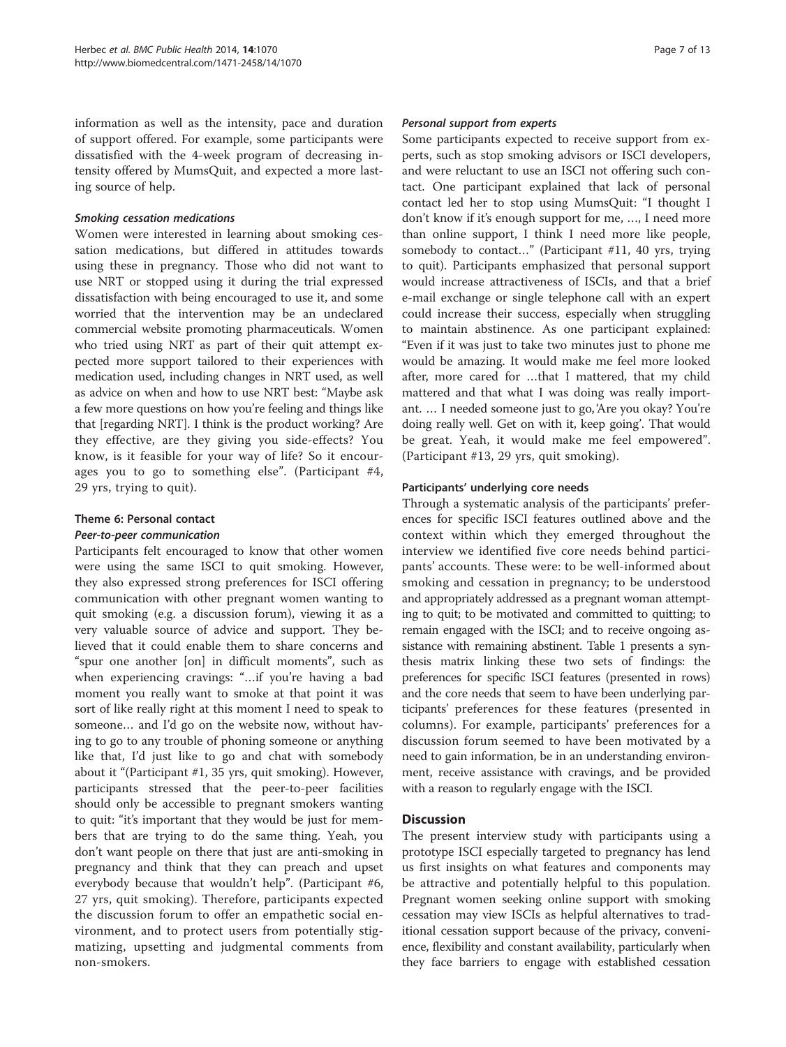information as well as the intensity, pace and duration of support offered. For example, some participants were dissatisfied with the 4-week program of decreasing intensity offered by MumsQuit, and expected a more lasting source of help.

#### *Smoking cessation medications*

Women were interested in learning about smoking cessation medications, but differed in attitudes towards using these in pregnancy. Those who did not want to use NRT or stopped using it during the trial expressed dissatisfaction with being encouraged to use it, and some worried that the intervention may be an undeclared commercial website promoting pharmaceuticals. Women who tried using NRT as part of their quit attempt expected more support tailored to their experiences with medication used, including changes in NRT used, as well as advice on when and how to use NRT best: "Maybe ask a few more questions on how you're feeling and things like that [regarding NRT]. I think is the product working? Are they effective, are they giving you side-effects? You know, is it feasible for your way of life? So it encourages you to go to something else". (Participant #4, 29 yrs, trying to quit).

### Theme 6: Personal contact

#### *Peer-to-peer communication*

Participants felt encouraged to know that other women were using the same ISCI to quit smoking. However, they also expressed strong preferences for ISCI offering communication with other pregnant women wanting to quit smoking (e.g. a discussion forum), viewing it as a very valuable source of advice and support. They believed that it could enable them to share concerns and "spur one another [on] in difficult moments", such as when experiencing cravings: "…if you're having a bad moment you really want to smoke at that point it was sort of like really right at this moment I need to speak to someone… and I'd go on the website now, without having to go to any trouble of phoning someone or anything like that, I'd just like to go and chat with somebody about it "(Participant #1, 35 yrs, quit smoking). However, participants stressed that the peer-to-peer facilities should only be accessible to pregnant smokers wanting to quit: "it's important that they would be just for members that are trying to do the same thing. Yeah, you don't want people on there that just are anti-smoking in pregnancy and think that they can preach and upset everybody because that wouldn't help". (Participant #6, 27 yrs, quit smoking). Therefore, participants expected the discussion forum to offer an empathetic social environment, and to protect users from potentially stigmatizing, upsetting and judgmental comments from non-smokers.

#### *Personal support from experts*

Some participants expected to receive support from experts, such as stop smoking advisors or ISCI developers, and were reluctant to use an ISCI not offering such contact. One participant explained that lack of personal contact led her to stop using MumsQuit: "I thought I don't know if it's enough support for me, …, I need more than online support, I think I need more like people, somebody to contact…" (Participant #11, 40 yrs, trying to quit). Participants emphasized that personal support would increase attractiveness of ISCIs, and that a brief e-mail exchange or single telephone call with an expert could increase their success, especially when struggling to maintain abstinence. As one participant explained: "Even if it was just to take two minutes just to phone me would be amazing. It would make me feel more looked after, more cared for …that I mattered, that my child mattered and that what I was doing was really important. … I needed someone just to go, 'Are you okay? You're doing really well. Get on with it, keep going'. That would be great. Yeah, it would make me feel empowered". (Participant #13, 29 yrs, quit smoking).

### Participants' underlying core needs

Through a systematic analysis of the participants' preferences for specific ISCI features outlined above and the context within which they emerged throughout the interview we identified five core needs behind participants' accounts. These were: to be well-informed about smoking and cessation in pregnancy; to be understood and appropriately addressed as a pregnant woman attempting to quit; to be motivated and committed to quitting; to remain engaged with the ISCI; and to receive ongoing assistance with remaining abstinent. Table 1 presents a synthesis matrix linking these two sets of findings: the preferences for specific ISCI features (presented in rows) and the core needs that seem to have been underlying participants' preferences for these features (presented in columns). For example, participants' preferences for a discussion forum seemed to have been motivated by a need to gain information, be in an understanding environment, receive assistance with cravings, and be provided with a reason to regularly engage with the ISCI.

## Discussion

The present interview study with participants using a prototype ISCI especially targeted to pregnancy has lend us first insights on what features and components may be attractive and potentially helpful to this population. Pregnant women seeking online support with smoking cessation may view ISCIs as helpful alternatives to traditional cessation support because of the privacy, convenience, flexibility and constant availability, particularly when they face barriers to engage with established cessation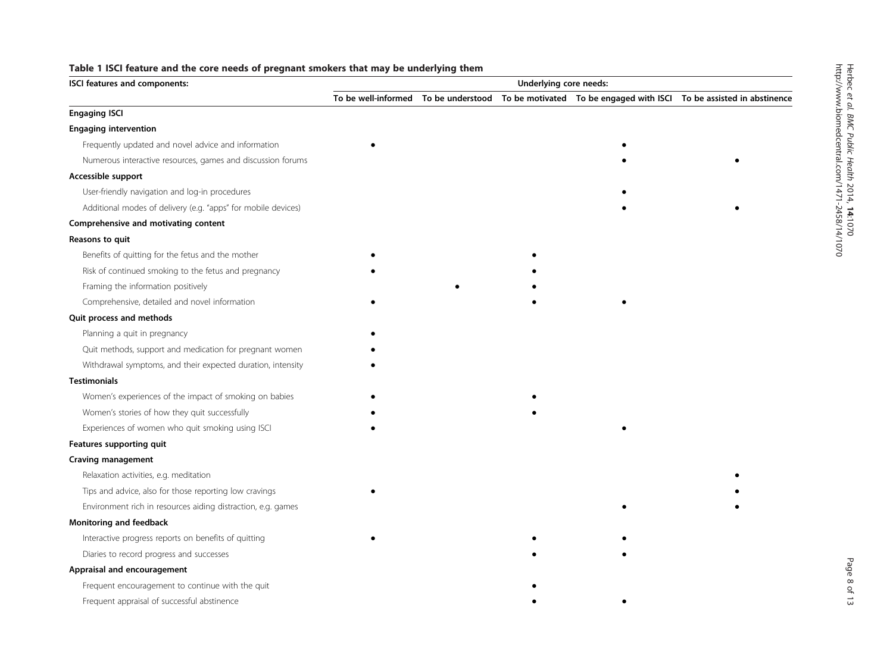**Table 1 ISCI feature and the core needs of pregnant smokers that may be underlying them**

| ISCI features and components: | Underlying core needs: | | | | |
|---|---|---|---|---|---|
| | To be well-informed | To be understood | To be motivated | To be engaged with ISCI | To be assisted in abstinence |
| **Engaging ISCI** | | | | | |
| **Engaging intervention** | | | | | |
| Frequently updated and novel advice and information | • | | | • | |
| Numerous interactive resources, games and discussion forums | | | | • | • |
| **Accessible support** | | | | | |
| User-friendly navigation and log-in procedures | | | | • | |
| Additional modes of delivery (e.g. "apps" for mobile devices) | | | | • | • |
| **Comprehensive and motivating content** | | | | | |
| **Reasons to quit** | | | | | |
| Benefits of quitting for the fetus and the mother | • | | • | | |
| Risk of continued smoking to the fetus and pregnancy | • | | • | | |
| Framing the information positively | | • | • | | |
| Comprehensive, detailed and novel information | • | | • | • | |
| **Quit process and methods** | | | | | |
| Planning a quit in pregnancy | • | | | | |
| Quit methods, support and medication for pregnant women | • | | | | |
| Withdrawal symptoms, and their expected duration, intensity | • | | | | |
| **Testimonials** | | | | | |
| Women's experiences of the impact of smoking on babies | • | | • | | |
| Women's stories of how they quit successfully | • | | • | | |
| Experiences of women who quit smoking using ISCI | • | | | • | |
| **Features supporting quit** | | | | | |
| **Craving management** | | | | | |
| Relaxation activities, e.g. meditation | | | | | • |
| Tips and advice, also for those reporting low cravings | • | | | | • |
| Environment rich in resources aiding distraction, e.g. games | | | | • | • |
| **Monitoring and feedback** | | | | | |
| Interactive progress reports on benefits of quitting | • | | • | • | |
| Diaries to record progress and successes | | | • | • | |
| **Appraisal and encouragement** | | | | | |
| Frequent encouragement to continue with the quit | | | • | | |
| Frequent appraisal of successful abstinence | | | • | • | |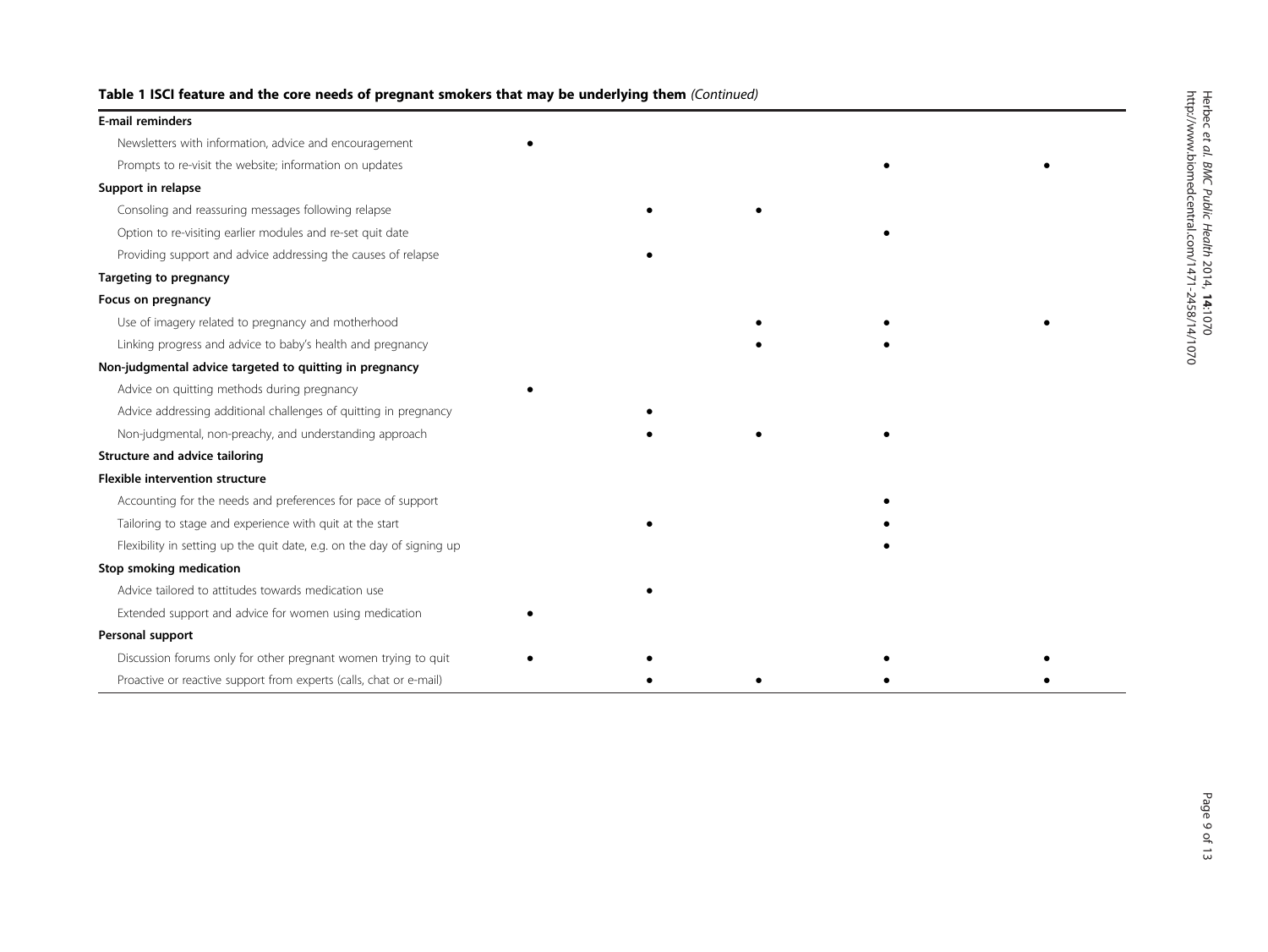**Table 1 ISCI feature and the core needs of pregnant smokers that may be underlying them** *(Continued)*

| | | | | | |
|---|---|---|---|---|---|
| **E-mail reminders** | | | | | |
| Newsletters with information, advice and encouragement | • | | | | |
| Prompts to re-visit the website; information on updates | | | | • | • |
| **Support in relapse** | | | | | |
| Consoling and reassuring messages following relapse | | • | • | | |
| Option to re-visiting earlier modules and re-set quit date | | | | • | |
| Providing support and advice addressing the causes of relapse | | • | | | |
| **Targeting to pregnancy** | | | | | |
| **Focus on pregnancy** | | | | | |
| Use of imagery related to pregnancy and motherhood | | | • | • | • |
| Linking progress and advice to baby's health and pregnancy | | | • | • | |
| **Non-judgmental advice targeted to quitting in pregnancy** | | | | | |
| Advice on quitting methods during pregnancy | • | | | | |
| Advice addressing additional challenges of quitting in pregnancy | | • | | | |
| Non-judgmental, non-preachy, and understanding approach | | • | • | • | |
| **Structure and advice tailoring** | | | | | |
| **Flexible intervention structure** | | | | | |
| Accounting for the needs and preferences for pace of support | | | | • | |
| Tailoring to stage and experience with quit at the start | | • | | • | |
| Flexibility in setting up the quit date, e.g. on the day of signing up | | | | • | |
| **Stop smoking medication** | | | | | |
| Advice tailored to attitudes towards medication use | | • | | | |
| Extended support and advice for women using medication | • | | | | |
| **Personal support** | | | | | |
| Discussion forums only for other pregnant women trying to quit | • | • | | • | • |
| Proactive or reactive support from experts (calls, chat or e-mail) | | • | • | • | • |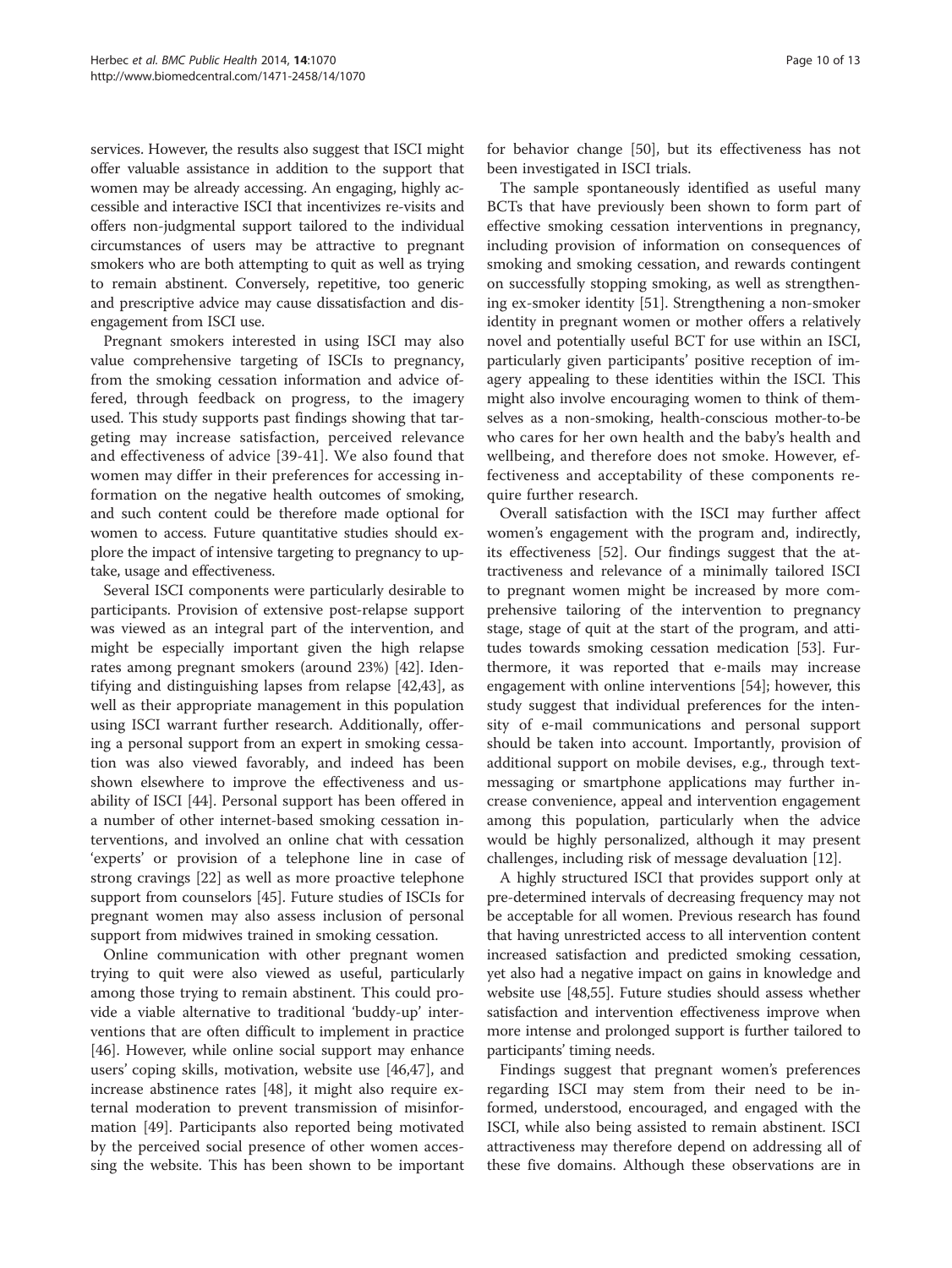services. However, the results also suggest that ISCI might offer valuable assistance in addition to the support that women may be already accessing. An engaging, highly accessible and interactive ISCI that incentivizes re-visits and offers non-judgmental support tailored to the individual circumstances of users may be attractive to pregnant smokers who are both attempting to quit as well as trying to remain abstinent. Conversely, repetitive, too generic and prescriptive advice may cause dissatisfaction and disengagement from ISCI use.

Pregnant smokers interested in using ISCI may also value comprehensive targeting of ISCIs to pregnancy, from the smoking cessation information and advice offered, through feedback on progress, to the imagery used. This study supports past findings showing that targeting may increase satisfaction, perceived relevance and effectiveness of advice [39-41]. We also found that women may differ in their preferences for accessing information on the negative health outcomes of smoking, and such content could be therefore made optional for women to access. Future quantitative studies should explore the impact of intensive targeting to pregnancy to uptake, usage and effectiveness.

Several ISCI components were particularly desirable to participants. Provision of extensive post-relapse support was viewed as an integral part of the intervention, and might be especially important given the high relapse rates among pregnant smokers (around 23%) [42]. Identifying and distinguishing lapses from relapse [42,43], as well as their appropriate management in this population using ISCI warrant further research. Additionally, offering a personal support from an expert in smoking cessation was also viewed favorably, and indeed has been shown elsewhere to improve the effectiveness and usability of ISCI [44]. Personal support has been offered in a number of other internet-based smoking cessation interventions, and involved an online chat with cessation 'experts' or provision of a telephone line in case of strong cravings [22] as well as more proactive telephone support from counselors [45]. Future studies of ISCIs for pregnant women may also assess inclusion of personal support from midwives trained in smoking cessation.

Online communication with other pregnant women trying to quit were also viewed as useful, particularly among those trying to remain abstinent. This could provide a viable alternative to traditional 'buddy-up' interventions that are often difficult to implement in practice [46]. However, while online social support may enhance users' coping skills, motivation, website use [46,47], and increase abstinence rates [48], it might also require external moderation to prevent transmission of misinformation [49]. Participants also reported being motivated by the perceived social presence of other women accessing the website. This has been shown to be important for behavior change [50], but its effectiveness has not been investigated in ISCI trials.

The sample spontaneously identified as useful many BCTs that have previously been shown to form part of effective smoking cessation interventions in pregnancy, including provision of information on consequences of smoking and smoking cessation, and rewards contingent on successfully stopping smoking, as well as strengthening ex-smoker identity [51]. Strengthening a non-smoker identity in pregnant women or mother offers a relatively novel and potentially useful BCT for use within an ISCI, particularly given participants' positive reception of imagery appealing to these identities within the ISCI. This might also involve encouraging women to think of themselves as a non-smoking, health-conscious mother-to-be who cares for her own health and the baby's health and wellbeing, and therefore does not smoke. However, effectiveness and acceptability of these components require further research.

Overall satisfaction with the ISCI may further affect women's engagement with the program and, indirectly, its effectiveness [52]. Our findings suggest that the attractiveness and relevance of a minimally tailored ISCI to pregnant women might be increased by more comprehensive tailoring of the intervention to pregnancy stage, stage of quit at the start of the program, and attitudes towards smoking cessation medication [53]. Furthermore, it was reported that e-mails may increase engagement with online interventions [54]; however, this study suggest that individual preferences for the intensity of e-mail communications and personal support should be taken into account. Importantly, provision of additional support on mobile devises, e.g., through text-messaging or smartphone applications may further increase convenience, appeal and intervention engagement among this population, particularly when the advice would be highly personalized, although it may present challenges, including risk of message devaluation [12].

A highly structured ISCI that provides support only at pre-determined intervals of decreasing frequency may not be acceptable for all women. Previous research has found that having unrestricted access to all intervention content increased satisfaction and predicted smoking cessation, yet also had a negative impact on gains in knowledge and website use [48,55]. Future studies should assess whether satisfaction and intervention effectiveness improve when more intense and prolonged support is further tailored to participants' timing needs.

Findings suggest that pregnant women's preferences regarding ISCI may stem from their need to be informed, understood, encouraged, and engaged with the ISCI, while also being assisted to remain abstinent. ISCI attractiveness may therefore depend on addressing all of these five domains. Although these observations are in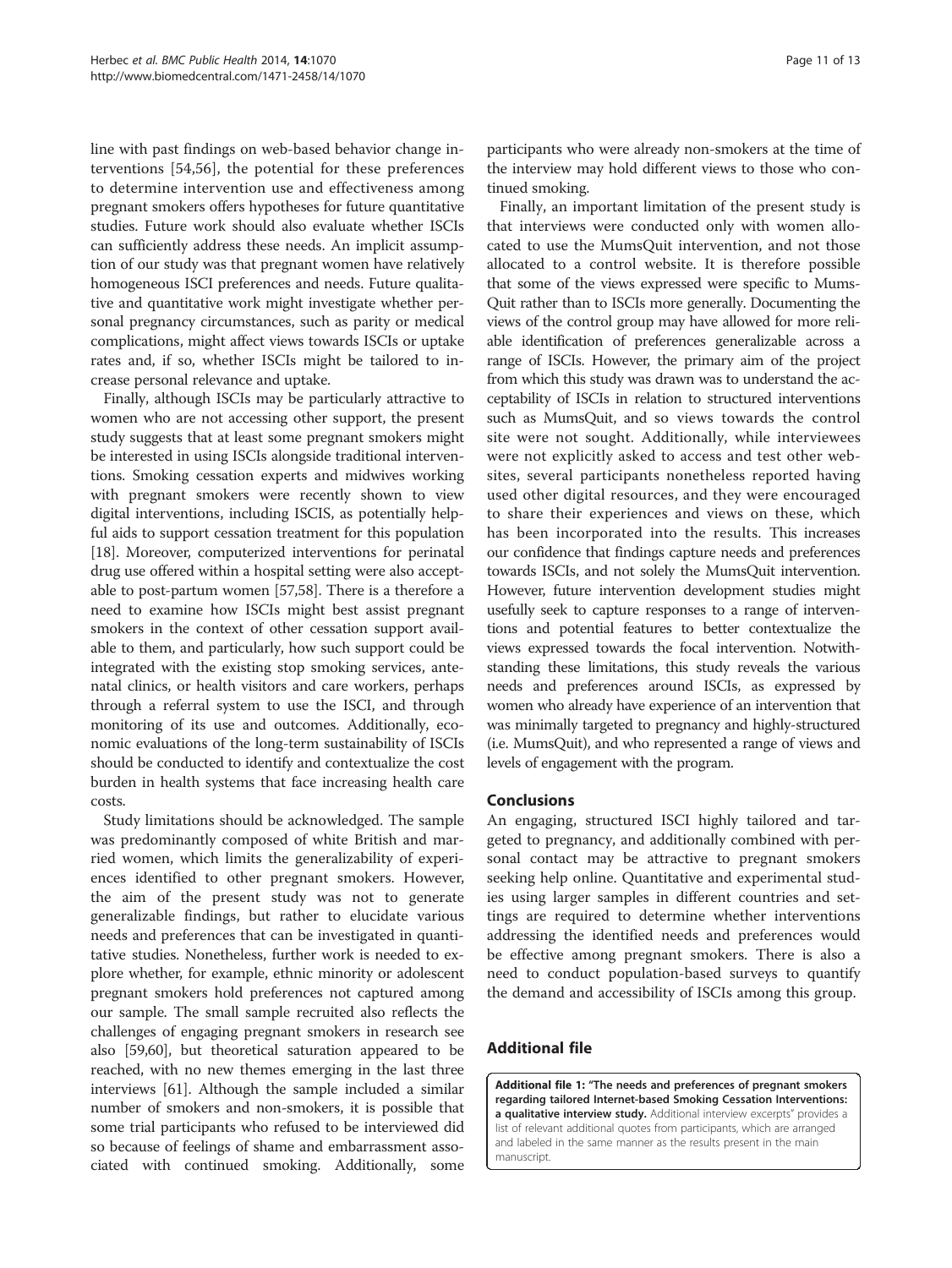line with past findings on web-based behavior change interventions [54,56], the potential for these preferences to determine intervention use and effectiveness among pregnant smokers offers hypotheses for future quantitative studies. Future work should also evaluate whether ISCIs can sufficiently address these needs. An implicit assumption of our study was that pregnant women have relatively homogeneous ISCI preferences and needs. Future qualitative and quantitative work might investigate whether personal pregnancy circumstances, such as parity or medical complications, might affect views towards ISCIs or uptake rates and, if so, whether ISCIs might be tailored to increase personal relevance and uptake.

Finally, although ISCIs may be particularly attractive to women who are not accessing other support, the present study suggests that at least some pregnant smokers might be interested in using ISCIs alongside traditional interventions. Smoking cessation experts and midwives working with pregnant smokers were recently shown to view digital interventions, including ISCIS, as potentially helpful aids to support cessation treatment for this population [18]. Moreover, computerized interventions for perinatal drug use offered within a hospital setting were also acceptable to post-partum women [57,58]. There is a therefore a need to examine how ISCIs might best assist pregnant smokers in the context of other cessation support available to them, and particularly, how such support could be integrated with the existing stop smoking services, antenatal clinics, or health visitors and care workers, perhaps through a referral system to use the ISCI, and through monitoring of its use and outcomes. Additionally, economic evaluations of the long-term sustainability of ISCIs should be conducted to identify and contextualize the cost burden in health systems that face increasing health care costs.

Study limitations should be acknowledged. The sample was predominantly composed of white British and married women, which limits the generalizability of experiences identified to other pregnant smokers. However, the aim of the present study was not to generate generalizable findings, but rather to elucidate various needs and preferences that can be investigated in quantitative studies. Nonetheless, further work is needed to explore whether, for example, ethnic minority or adolescent pregnant smokers hold preferences not captured among our sample. The small sample recruited also reflects the challenges of engaging pregnant smokers in research see also [59,60], but theoretical saturation appeared to be reached, with no new themes emerging in the last three interviews [61]. Although the sample included a similar number of smokers and non-smokers, it is possible that some trial participants who refused to be interviewed did so because of feelings of shame and embarrassment associated with continued smoking. Additionally, some participants who were already non-smokers at the time of the interview may hold different views to those who continued smoking.

Finally, an important limitation of the present study is that interviews were conducted only with women allocated to use the MumsQuit intervention, and not those allocated to a control website. It is therefore possible that some of the views expressed were specific to MumsQuit rather than to ISCIs more generally. Documenting the views of the control group may have allowed for more reliable identification of preferences generalizable across a range of ISCIs. However, the primary aim of the project from which this study was drawn was to understand the acceptability of ISCIs in relation to structured interventions such as MumsQuit, and so views towards the control site were not sought. Additionally, while interviewees were not explicitly asked to access and test other websites, several participants nonetheless reported having used other digital resources, and they were encouraged to share their experiences and views on these, which has been incorporated into the results. This increases our confidence that findings capture needs and preferences towards ISCIs, and not solely the MumsQuit intervention. However, future intervention development studies might usefully seek to capture responses to a range of interventions and potential features to better contextualize the views expressed towards the focal intervention. Notwithstanding these limitations, this study reveals the various needs and preferences around ISCIs, as expressed by women who already have experience of an intervention that was minimally targeted to pregnancy and highly-structured (i.e. MumsQuit), and who represented a range of views and levels of engagement with the program.

## Conclusions

An engaging, structured ISCI highly tailored and targeted to pregnancy, and additionally combined with personal contact may be attractive to pregnant smokers seeking help online. Quantitative and experimental studies using larger samples in different countries and settings are required to determine whether interventions addressing the identified needs and preferences would be effective among pregnant smokers. There is also a need to conduct population-based surveys to quantify the demand and accessibility of ISCIs among this group.

## Additional file

**Additional file 1: "The needs and preferences of pregnant smokers regarding tailored Internet-based Smoking Cessation Interventions: a qualitative interview study.** Additional interview excerpts" provides a list of relevant additional quotes from participants, which are arranged and labeled in the same manner as the results present in the main manuscript.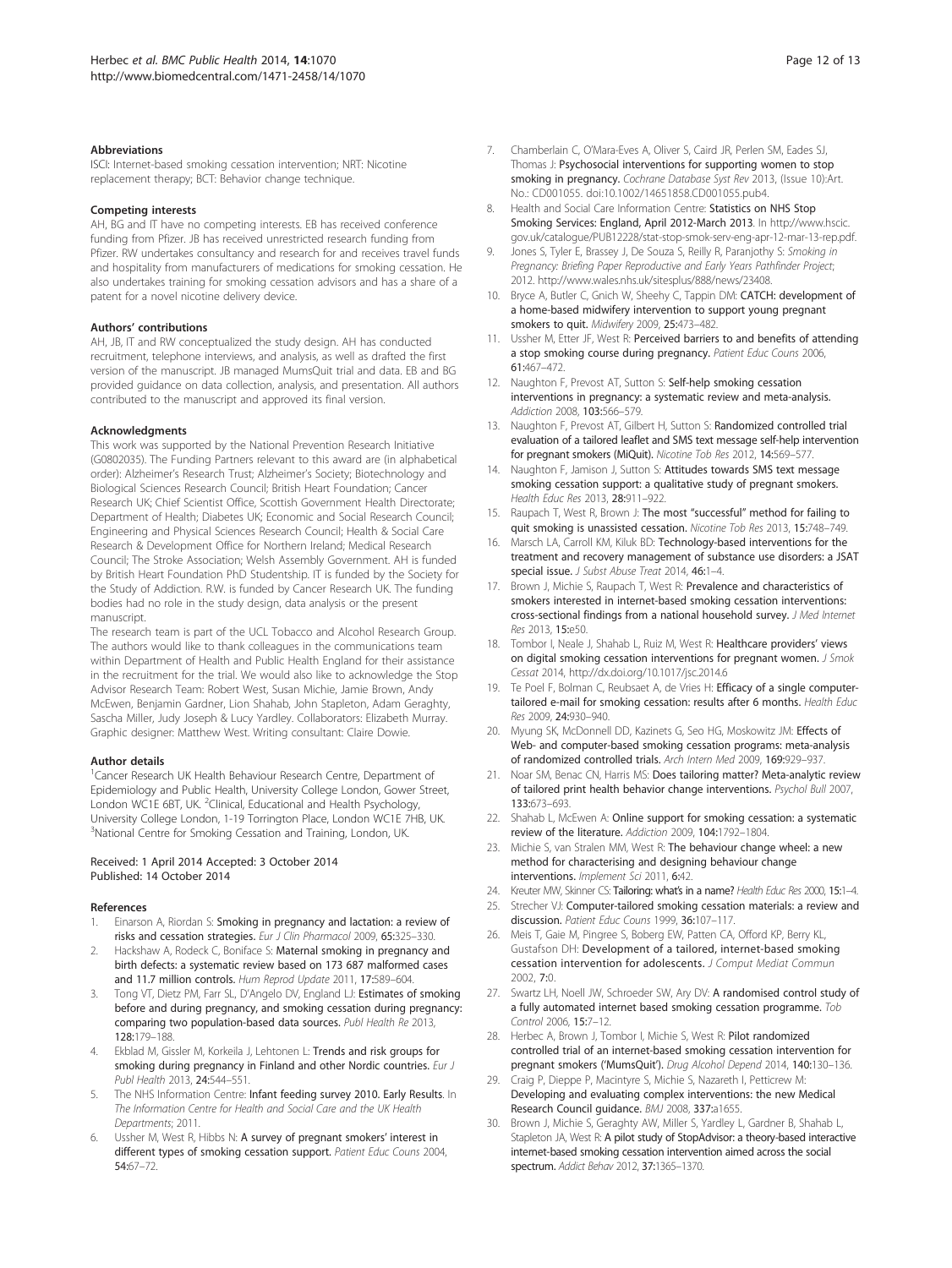### Abbreviations

ISCI: Internet-based smoking cessation intervention; NRT: Nicotine replacement therapy; BCT: Behavior change technique.

### Competing interests

AH, BG and IT have no competing interests. EB has received conference funding from Pfizer. JB has received unrestricted research funding from Pfizer. RW undertakes consultancy and research for and receives travel funds and hospitality from manufacturers of medications for smoking cessation. He also undertakes training for smoking cessation advisors and has a share of a patent for a novel nicotine delivery device.

### Authors' contributions

AH, JB, IT and RW conceptualized the study design. AH has conducted recruitment, telephone interviews, and analysis, as well as drafted the first version of the manuscript. JB managed MumsQuit trial and data. EB and BG provided guidance on data collection, analysis, and presentation. All authors contributed to the manuscript and approved its final version.

### Acknowledgments

This work was supported by the National Prevention Research Initiative (G0802035). The Funding Partners relevant to this award are (in alphabetical order): Alzheimer's Research Trust; Alzheimer's Society; Biotechnology and Biological Sciences Research Council; British Heart Foundation; Cancer Research UK; Chief Scientist Office, Scottish Government Health Directorate; Department of Health; Diabetes UK; Economic and Social Research Council; Engineering and Physical Sciences Research Council; Health & Social Care Research & Development Office for Northern Ireland; Medical Research Council; The Stroke Association; Welsh Assembly Government. AH is funded by British Heart Foundation PhD Studentship. IT is funded by the Society for the Study of Addiction. R.W. is funded by Cancer Research UK. The funding bodies had no role in the study design, data analysis or the present manuscript.

The research team is part of the UCL Tobacco and Alcohol Research Group. The authors would like to thank colleagues in the communications team within Department of Health and Public Health England for their assistance in the recruitment for the trial. We would also like to acknowledge the Stop Advisor Research Team: Robert West, Susan Michie, Jamie Brown, Andy McEwen, Benjamin Gardner, Lion Shahab, John Stapleton, Adam Geraghty, Sascha Miller, Judy Joseph & Lucy Yardley. Collaborators: Elizabeth Murray. Graphic designer: Matthew West. Writing consultant: Claire Dowie.

### Author details

[1]Cancer Research UK Health Behaviour Research Centre, Department of Epidemiology and Public Health, University College London, Gower Street, London WC1E 6BT, UK. [2]Clinical, Educational and Health Psychology, University College London, 1-19 Torrington Place, London WC1E 7HB, UK. [3]National Centre for Smoking Cessation and Training, London, UK.

Received: 1 April 2014 Accepted: 3 October 2014
Published: 14 October 2014

### References

1. Einarson A, Riordan S: **Smoking in pregnancy and lactation: a review of risks and cessation strategies.** *Eur J Clin Pharmacol* 2009, **65:**325–330.
2. Hackshaw A, Rodeck C, Boniface S: **Maternal smoking in pregnancy and birth defects: a systematic review based on 173 687 malformed cases and 11.7 million controls.** *Hum Reprod Update* 2011, **17:**589–604.
3. Tong VT, Dietz PM, Farr SL, D'Angelo DV, England LJ: **Estimates of smoking before and during pregnancy, and smoking cessation during pregnancy: comparing two population-based data sources.** *Publ Health Re* 2013, **128:**179–188.
4. Ekblad M, Gissler M, Korkeila J, Lehtonen L: **Trends and risk groups for smoking during pregnancy in Finland and other Nordic countries.** *Eur J Publ Health* 2013, **24:**544–551.
5. The NHS Information Centre: **Infant feeding survey 2010. Early Results.** In *The Information Centre for Health and Social Care and the UK Health Departments*; 2011.
6. Ussher M, West R, Hibbs N: **A survey of pregnant smokers' interest in different types of smoking cessation support.** *Patient Educ Couns* 2004, **54:**67–72.
7. Chamberlain C, O'Mara-Eves A, Oliver S, Caird JR, Perlen SM, Eades SJ, Thomas J: **Psychosocial interventions for supporting women to stop smoking in pregnancy.** *Cochrane Database Syst Rev* 2013, (Issue 10):Art. No.: CD001055. doi:10.1002/14651858.CD001055.pub4.
8. Health and Social Care Information Centre: **Statistics on NHS Stop Smoking Services: England, April 2012-March 2013.** In http://www.hscic.gov.uk/catalogue/PUB12228/stat-stop-smok-serv-eng-apr-12-mar-13-rep.pdf.
9. Jones S, Tyler E, Brassey J, De Souza S, Reilly R, Paranjothy S: *Smoking in Pregnancy: Briefing Paper Reproductive and Early Years Pathfinder Project*; 2012. http://www.wales.nhs.uk/sitesplus/888/news/23408.
10. Bryce A, Butler C, Gnich W, Sheehy C, Tappin DM: **CATCH: development of a home-based midwifery intervention to support young pregnant smokers to quit.** *Midwifery* 2009, **25:**473–482.
11. Ussher M, Etter JF, West R: **Perceived barriers to and benefits of attending a stop smoking course during pregnancy.** *Patient Educ Couns* 2006, **61:**467–472.
12. Naughton F, Prevost AT, Sutton S: **Self-help smoking cessation interventions in pregnancy: a systematic review and meta-analysis.** *Addiction* 2008, **103:**566–579.
13. Naughton F, Prevost AT, Gilbert H, Sutton S: **Randomized controlled trial evaluation of a tailored leaflet and SMS text message self-help intervention for pregnant smokers (MiQuit).** *Nicotine Tob Res* 2012, **14:**569–577.
14. Naughton F, Jamison J, Sutton S: **Attitudes towards SMS text message smoking cessation support: a qualitative study of pregnant smokers.** *Health Educ Res* 2013, **28:**911–922.
15. Raupach T, West R, Brown J: **The most "successful" method for failing to quit smoking is unassisted cessation.** *Nicotine Tob Res* 2013, **15:**748–749.
16. Marsch LA, Carroll KM, Kiluk BD: **Technology-based interventions for the treatment and recovery management of substance use disorders: a JSAT special issue.** *J Subst Abuse Treat* 2014, **46:**1–4.
17. Brown J, Michie S, Raupach T, West R: **Prevalence and characteristics of smokers interested in internet-based smoking cessation interventions: cross-sectional findings from a national household survey.** *J Med Internet Res* 2013, **15:**e50.
18. Tombor I, Neale J, Shahab L, Ruiz M, West R: **Healthcare providers' views on digital smoking cessation interventions for pregnant women.** *J Smok Cessat* 2014, http://dx.doi.org/10.1017/jsc.2014.6
19. Te Poel F, Bolman C, Reubsaet A, de Vries H: **Efficacy of a single computer-tailored e-mail for smoking cessation: results after 6 months.** *Health Educ Res* 2009, **24:**930–940.
20. Myung SK, McDonnell DD, Kazinets G, Seo HG, Moskowitz JM: **Effects of Web- and computer-based smoking cessation programs: meta-analysis of randomized controlled trials.** *Arch Intern Med* 2009, **169:**929–937.
21. Noar SM, Benac CN, Harris MS: **Does tailoring matter? Meta-analytic review of tailored print health behavior change interventions.** *Psychol Bull* 2007, **133:**673–693.
22. Shahab L, McEwen A: **Online support for smoking cessation: a systematic review of the literature.** *Addiction* 2009, **104:**1792–1804.
23. Michie S, van Stralen MM, West R: **The behaviour change wheel: a new method for characterising and designing behaviour change interventions.** *Implement Sci* 2011, **6:**42.
24. Kreuter MW, Skinner CS: **Tailoring: what's in a name?** *Health Educ Res* 2000, **15:**1–4.
25. Strecher VJ: **Computer-tailored smoking cessation materials: a review and discussion.** *Patient Educ Couns* 1999, **36:**107–117.
26. Meis T, Gaie M, Pingree S, Boberg EW, Patten CA, Offord KP, Berry KL, Gustafson DH: **Development of a tailored, internet-based smoking cessation intervention for adolescents.** *J Comput Mediat Commun* 2002, **7:**0.
27. Swartz LH, Noell JW, Schroeder SW, Ary DV: **A randomised control study of a fully automated internet based smoking cessation programme.** *Tob Control* 2006, **15:**7–12.
28. Herbec A, Brown J, Tombor I, Michie S, West R: **Pilot randomized controlled trial of an internet-based smoking cessation intervention for pregnant smokers ('MumsQuit').** *Drug Alcohol Depend* 2014, **140:**130–136.
29. Craig P, Dieppe P, Macintyre S, Michie S, Nazareth I, Petticrew M: **Developing and evaluating complex interventions: the new Medical Research Council guidance.** *BMJ* 2008, **337:**a1655.
30. Brown J, Michie S, Geraghty AW, Miller S, Yardley L, Gardner B, Shahab L, Stapleton JA, West R: **A pilot study of StopAdvisor: a theory-based interactive internet-based smoking cessation intervention aimed across the social spectrum.** *Addict Behav* 2012, **37:**1365–1370.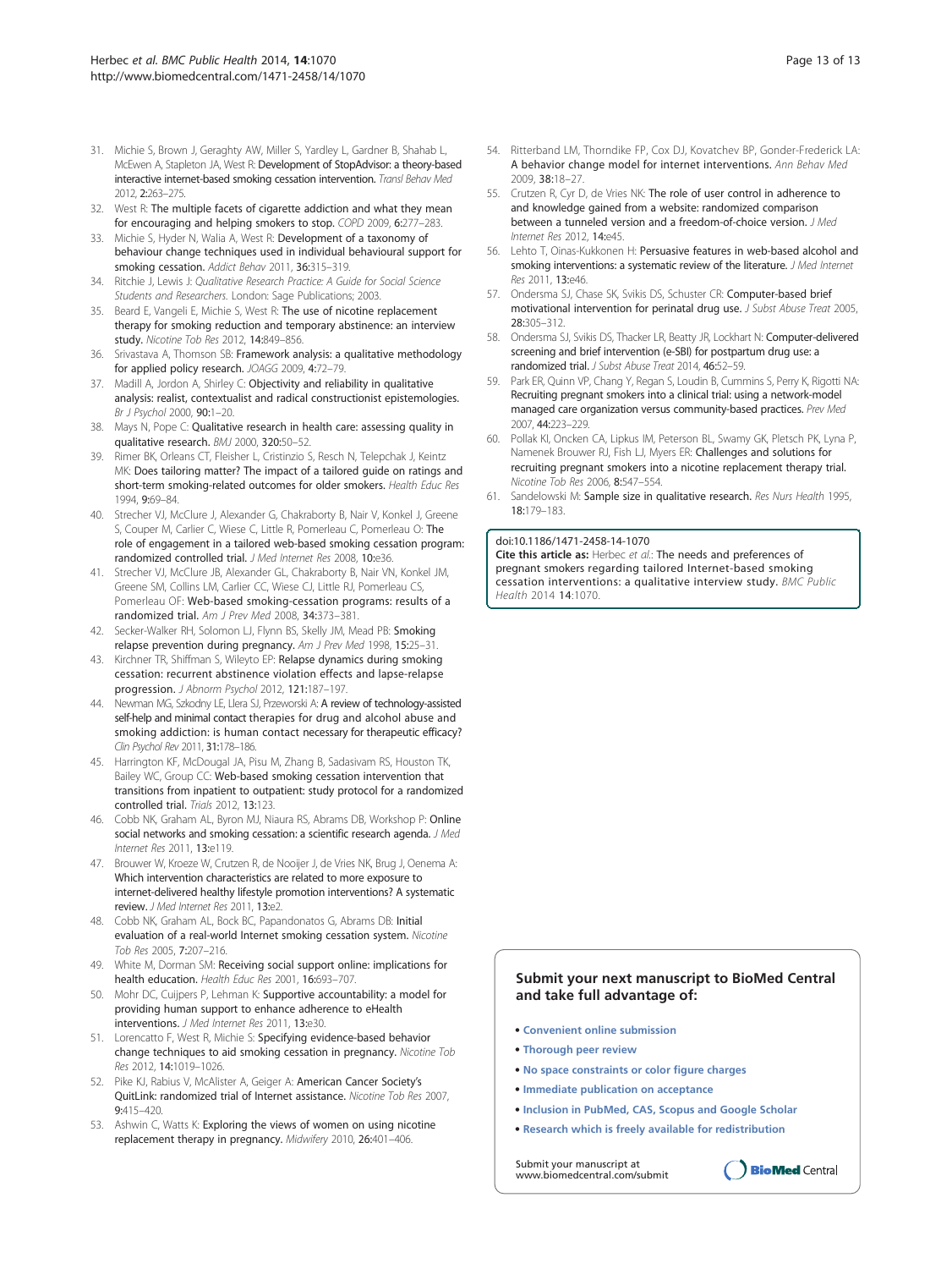31. Michie S, Brown J, Geraghty AW, Miller S, Yardley L, Gardner B, Shahab L, McEwen A, Stapleton JA, West R: **Development of StopAdvisor: a theory-based interactive internet-based smoking cessation intervention.** *Transl Behav Med* 2012, **2:**263–275.
32. West R: **The multiple facets of cigarette addiction and what they mean for encouraging and helping smokers to stop.** *COPD* 2009, **6:**277–283.
33. Michie S, Hyder N, Walia A, West R: **Development of a taxonomy of behaviour change techniques used in individual behavioural support for smoking cessation.** *Addict Behav* 2011, **36:**315–319.
34. Ritchie J, Lewis J: *Qualitative Research Practice: A Guide for Social Science Students and Researchers.* London: Sage Publications; 2003.
35. Beard E, Vangeli E, Michie S, West R: **The use of nicotine replacement therapy for smoking reduction and temporary abstinence: an interview study.** *Nicotine Tob Res* 2012, **14:**849–856.
36. Srivastava A, Thomson SB: **Framework analysis: a qualitative methodology for applied policy research.** *JOAGG* 2009, **4:**72–79.
37. Madill A, Jordon A, Shirley C: **Objectivity and reliability in qualitative analysis: realist, contextualist and radical constructionist epistemologies.** *Br J Psychol* 2000, **90:**1–20.
38. Mays N, Pope C: **Qualitative research in health care: assessing quality in qualitative research.** *BMJ* 2000, **320:**50–52.
39. Rimer BK, Orleans CT, Fleisher L, Cristinzio S, Resch N, Telepchak J, Keintz MK: **Does tailoring matter? The impact of a tailored guide on ratings and short-term smoking-related outcomes for older smokers.** *Health Educ Res* 1994, **9:**69–84.
40. Strecher VJ, McClure J, Alexander G, Chakraborty B, Nair V, Konkel J, Greene S, Couper M, Carlier C, Wiese C, Little R, Pomerleau C, Pomerleau O: **The role of engagement in a tailored web-based smoking cessation program: randomized controlled trial.** *J Med Internet Res* 2008, **10:**e36.
41. Strecher VJ, McClure JB, Alexander GL, Chakraborty B, Nair VN, Konkel JM, Greene SM, Collins LM, Carlier CC, Wiese CJ, Little RJ, Pomerleau CS, Pomerleau OF: **Web-based smoking-cessation programs: results of a randomized trial.** *Am J Prev Med* 2008, **34:**373–381.
42. Secker-Walker RH, Solomon LJ, Flynn BS, Skelly JM, Mead PB: **Smoking relapse prevention during pregnancy.** *Am J Prev Med* 1998, **15:**25–31.
43. Kirchner TR, Shiffman S, Wileyto EP: **Relapse dynamics during smoking cessation: recurrent abstinence violation effects and lapse-relapse progression.** *J Abnorm Psychol* 2012, **121:**187–197.
44. Newman MG, Szkodny LE, Llera SJ, Przeworski A: **A review of technology-assisted self-help and minimal contact therapies for drug and alcohol abuse and smoking addiction: is human contact necessary for therapeutic efficacy?** *Clin Psychol Rev* 2011, **31:**178–186.
45. Harrington KF, McDougal JA, Pisu M, Zhang B, Sadasivam RS, Houston TK, Bailey WC, Group CC: **Web-based smoking cessation intervention that transitions from inpatient to outpatient: study protocol for a randomized controlled trial.** *Trials* 2012, **13:**123.
46. Cobb NK, Graham AL, Byron MJ, Niaura RS, Abrams DB, Workshop P: **Online social networks and smoking cessation: a scientific research agenda.** *J Med Internet Res* 2011, **13:**e119.
47. Brouwer W, Kroeze W, Crutzen R, de Nooijer J, de Vries NK, Brug J, Oenema A: **Which intervention characteristics are related to more exposure to internet-delivered healthy lifestyle promotion interventions? A systematic review.** *J Med Internet Res* 2011, **13:**e2.
48. Cobb NK, Graham AL, Bock BC, Papandonatos G, Abrams DB: **Initial evaluation of a real-world Internet smoking cessation system.** *Nicotine Tob Res* 2005, **7:**207–216.
49. White M, Dorman SM: **Receiving social support online: implications for health education.** *Health Educ Res* 2001, **16:**693–707.
50. Mohr DC, Cuijpers P, Lehman K: **Supportive accountability: a model for providing human support to enhance adherence to eHealth interventions.** *J Med Internet Res* 2011, **13:**e30.
51. Lorencatto F, West R, Michie S: **Specifying evidence-based behavior change techniques to aid smoking cessation in pregnancy.** *Nicotine Tob Res* 2012, **14:**1019–1026.
52. Pike KJ, Rabius V, McAlister A, Geiger A: **American Cancer Society's QuitLink: randomized trial of Internet assistance.** *Nicotine Tob Res* 2007, **9:**415–420.
53. Ashwin C, Watts K: **Exploring the views of women on using nicotine replacement therapy in pregnancy.** *Midwifery* 2010, **26:**401–406.
54. Ritterband LM, Thorndike FP, Cox DJ, Kovatchev BP, Gonder-Frederick LA: **A behavior change model for internet interventions.** *Ann Behav Med* 2009, **38:**18–27.
55. Crutzen R, Cyr D, de Vries NK: **The role of user control in adherence to and knowledge gained from a website: randomized comparison between a tunneled version and a freedom-of-choice version.** *J Med Internet Res* 2012, **14:**e45.
56. Lehto T, Oinas-Kukkonen H: **Persuasive features in web-based alcohol and smoking interventions: a systematic review of the literature.** *J Med Internet Res* 2011, **13:**e46.
57. Ondersma SJ, Chase SK, Svikis DS, Schuster CR: **Computer-based brief motivational intervention for perinatal drug use.** *J Subst Abuse Treat* 2005, **28:**305–312.
58. Ondersma SJ, Svikis DS, Thacker LR, Beatty JR, Lockhart N: **Computer-delivered screening and brief intervention (e-SBI) for postpartum drug use: a randomized trial.** *J Subst Abuse Treat* 2014, **46:**52–59.
59. Park ER, Quinn VP, Chang Y, Regan S, Loudin B, Cummins S, Perry K, Rigotti NA: **Recruiting pregnant smokers into a clinical trial: using a network-model managed care organization versus community-based practices.** *Prev Med* 2007, **44:**223–229.
60. Pollak KI, Oncken CA, Lipkus IM, Peterson BL, Swamy GK, Pletsch PK, Lyna P, Namenek Brouwer RJ, Fish LJ, Myers ER: **Challenges and solutions for recruiting pregnant smokers into a nicotine replacement therapy trial.** *Nicotine Tob Res* 2006, **8:**547–554.
61. Sandelowski M: **Sample size in qualitative research.** *Res Nurs Health* 1995, **18:**179–183.

doi:10.1186/1471-2458-14-1070

**Cite this article as:** Herbec *et al.*: The needs and preferences of pregnant smokers regarding tailored Internet-based smoking cessation interventions: a qualitative interview study. *BMC Public Health* 2014 **14**:1070.

**Submit your next manuscript to BioMed Central and take full advantage of:**

- **Convenient online submission**
- **Thorough peer review**
- **No space constraints or color figure charges**
- **Immediate publication on acceptance**
- **Inclusion in PubMed, CAS, Scopus and Google Scholar**
- **Research which is freely available for redistribution**

Submit your manuscript at
www.biomedcentral.com/submit

BioMed Central